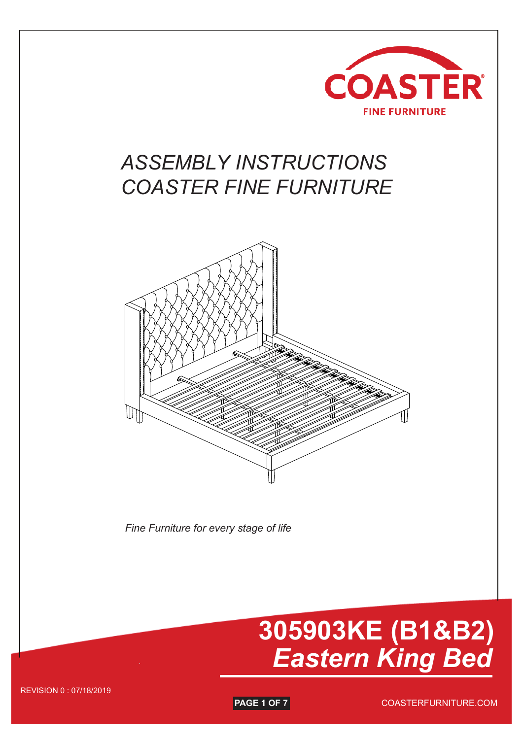COASTER

FINE FURNITURE

# ASSEMBLY INSTRUCTIONS
# COASTER FINE FURNITURE

*Fine Furniture for every stage of life*

## 305903KE (B1&B2)
## *Eastern King Bed*

REVISION 0 : 07/18/2019

COASTERFURNITURE.COM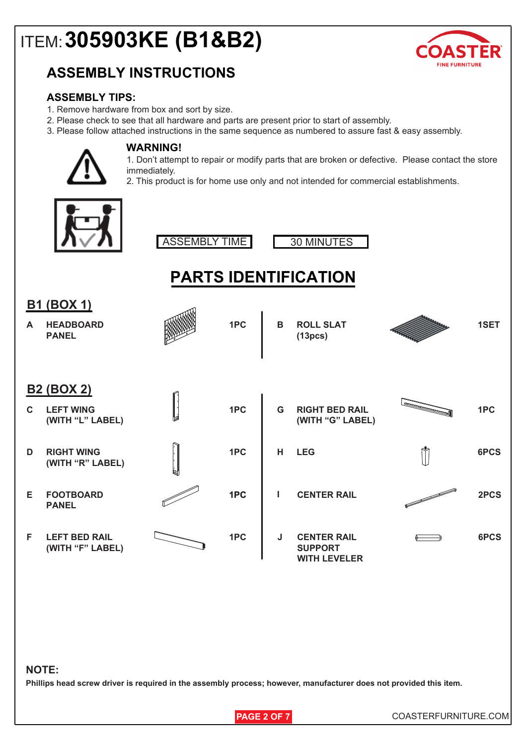# ITEM: 305903KE (B1&B2)

COASTER FINE FURNITURE

## ASSEMBLY INSTRUCTIONS

### ASSEMBLY TIPS:

1. Remove hardware from box and sort by size.
2. Please check to see that all hardware and parts are present prior to start of assembly.
3. Please follow attached instructions in the same sequence as numbered to assure fast & easy assembly.

### WARNING!

1. Don't attempt to repair or modify parts that are broken or defective. Please contact the store immediately.
2. This product is for home use only and not intended for commercial establishments.

| ASSEMBLY TIME | 30 MINUTES |
|---|---|

## PARTS IDENTIFICATION

### B1 (BOX 1)

| | Part | Qty | | Part | Qty |
|---|---|---|---|---|---|
| A | HEADBOARD PANEL | 1PC | B | ROLL SLAT (13pcs) | 1SET |

### B2 (BOX 2)

| | Part | Qty | | Part | Qty |
|---|---|---|---|---|---|
| C | LEFT WING (WITH "L" LABEL) | 1PC | G | RIGHT BED RAIL (WITH "G" LABEL) | 1PC |
| D | RIGHT WING (WITH "R" LABEL) | 1PC | H | LEG | 6PCS |
| E | FOOTBOARD PANEL | 1PC | I | CENTER RAIL | 2PCS |
| F | LEFT BED RAIL (WITH "F" LABEL) | 1PC | J | CENTER RAIL SUPPORT WITH LEVELER | 6PCS |

**NOTE:**

**Phillips head screw driver is required in the assembly process; however, manufacturer does not provided this item.**

COASTERFURNITURE.COM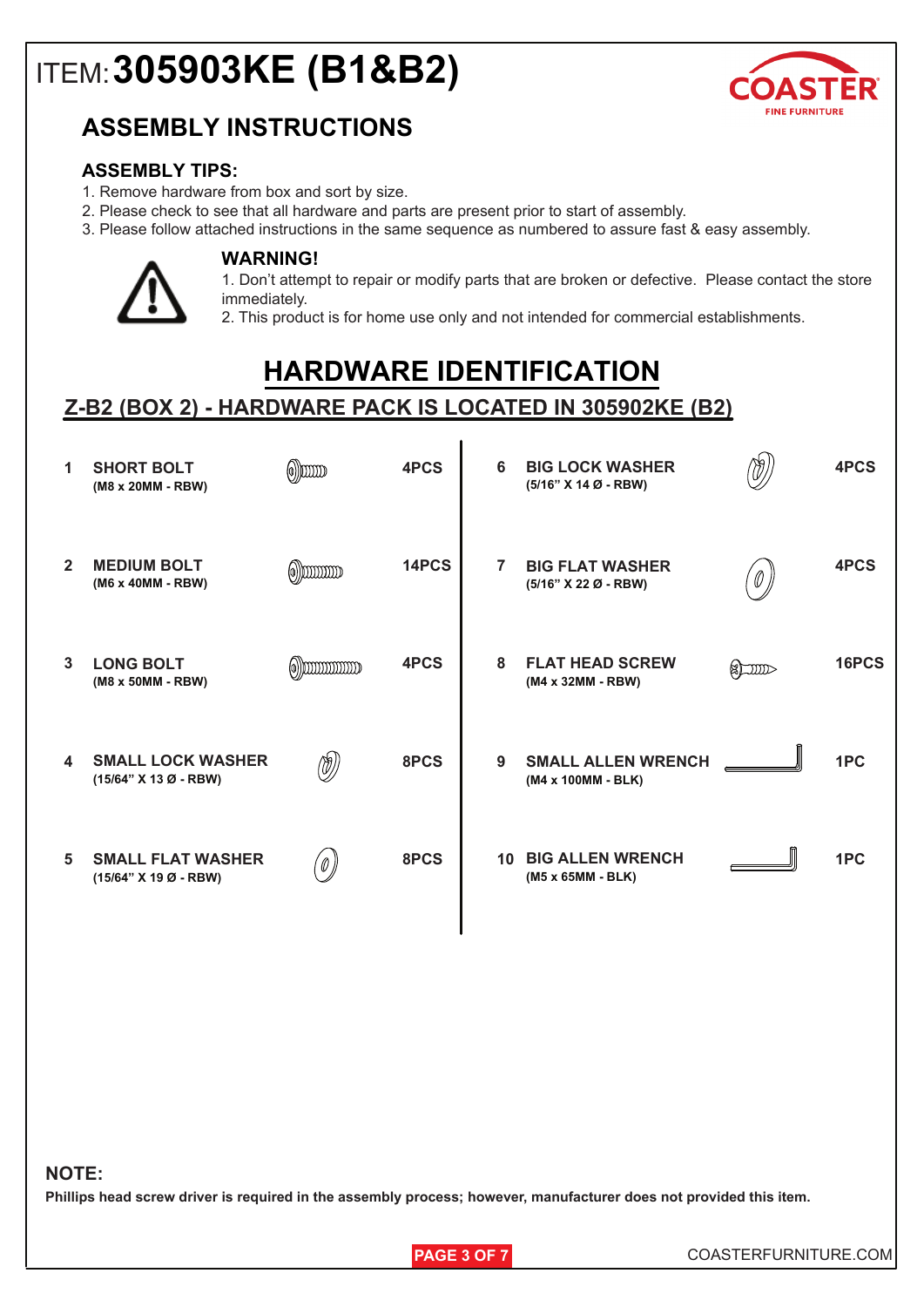# ITEM: 305903KE (B1&B2)

COASTER FINE FURNITURE

## ASSEMBLY INSTRUCTIONS

### ASSEMBLY TIPS:

1. Remove hardware from box and sort by size.
2. Please check to see that all hardware and parts are present prior to start of assembly.
3. Please follow attached instructions in the same sequence as numbered to assure fast & easy assembly.

### WARNING!

1. Don't attempt to repair or modify parts that are broken or defective. Please contact the store immediately.
2. This product is for home use only and not intended for commercial establishments.

## HARDWARE IDENTIFICATION

### Z-B2 (BOX 2) - HARDWARE PACK IS LOCATED IN 305902KE (B2)

| No. | Part | Qty |
|---|---|---|
| 1 | **SHORT BOLT** (M8 x 20MM - RBW) | 4PCS |
| 2 | **MEDIUM BOLT** (M6 x 40MM - RBW) | 14PCS |
| 3 | **LONG BOLT** (M8 x 50MM - RBW) | 4PCS |
| 4 | **SMALL LOCK WASHER** (15/64" X 13 Ø - RBW) | 8PCS |
| 5 | **SMALL FLAT WASHER** (15/64" X 19 Ø - RBW) | 8PCS |
| 6 | **BIG LOCK WASHER** (5/16" X 14 Ø - RBW) | 4PCS |
| 7 | **BIG FLAT WASHER** (5/16" X 22 Ø - RBW) | 4PCS |
| 8 | **FLAT HEAD SCREW** (M4 x 32MM - RBW) | 16PCS |
| 9 | **SMALL ALLEN WRENCH** (M4 x 100MM - BLK) | 1PC |
| 10 | **BIG ALLEN WRENCH** (M5 x 65MM - BLK) | 1PC |

**NOTE:**

**Phillips head screw driver is required in the assembly process; however, manufacturer does not provided this item.**

COASTERFURNITURE.COM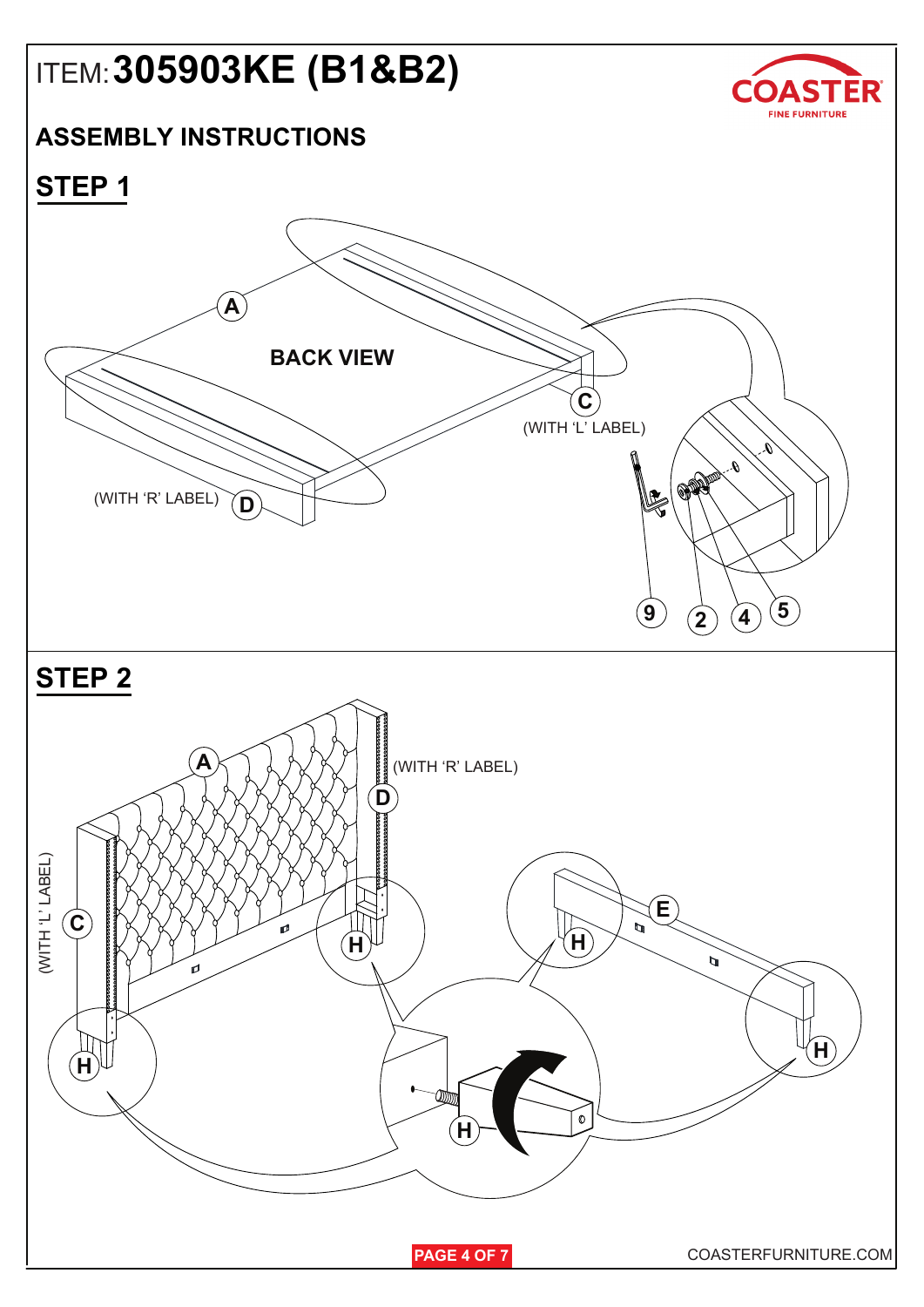# ITEM: 305903KE (B1&B2)

COASTER
FINE FURNITURE

## ASSEMBLY INSTRUCTIONS

## STEP 1

A

BACK VIEW

C
(WITH 'L' LABEL)

(WITH 'R' LABEL) D

9 2 4 5

## STEP 2

A

(WITH 'R' LABEL)
D

(WITH 'L' LABEL)
C

H

E

H

H

H

H

COASTERFURNITURE.COM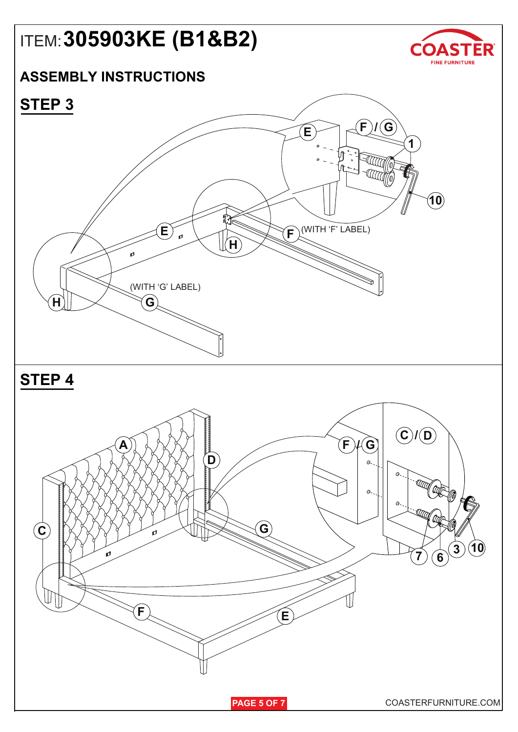# ITEM: 305903KE (B1&B2)

## ASSEMBLY INSTRUCTIONS

## STEP 3

E

F / G

1

10

E

H

F (WITH 'F' LABEL)

(WITH 'G' LABEL)

H

G

## STEP 4

A

D

C

F / G

C / D

G

7

6

3

10

F

E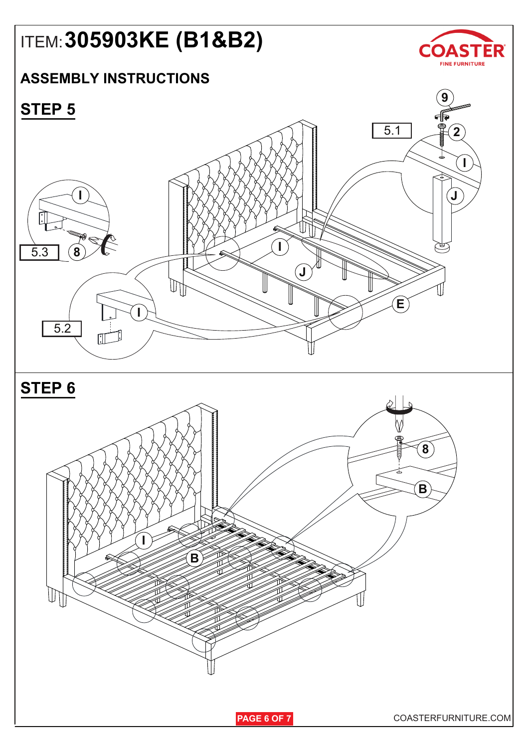ITEM: **305903KE (B1&B2)**

## ASSEMBLY INSTRUCTIONS

### STEP 5

5.1

9

2

I

J

5.3

8

I

J

E

5.2

I

### STEP 6

8

B

I

B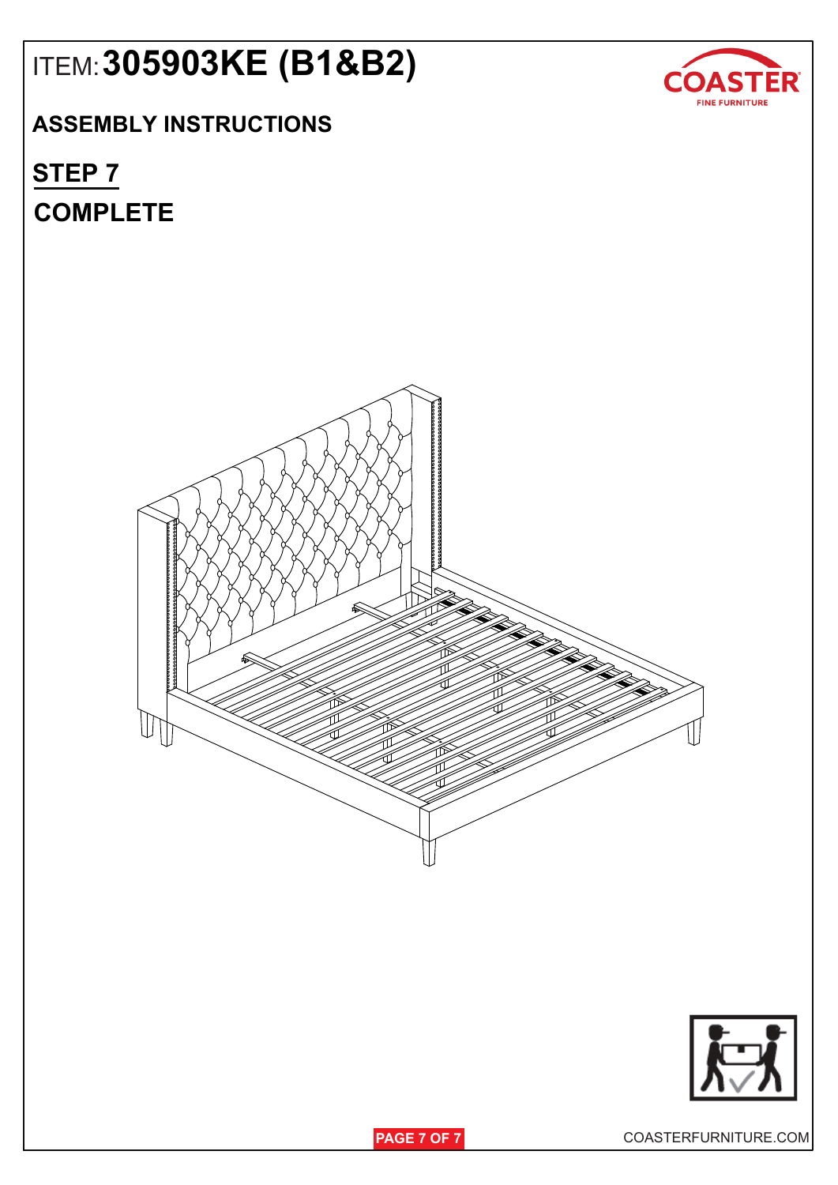# ITEM: 305903KE (B1&B2)

COASTER FINE FURNITURE

## ASSEMBLY INSTRUCTIONS

## STEP 7

## COMPLETE

COASTERFURNITURE.COM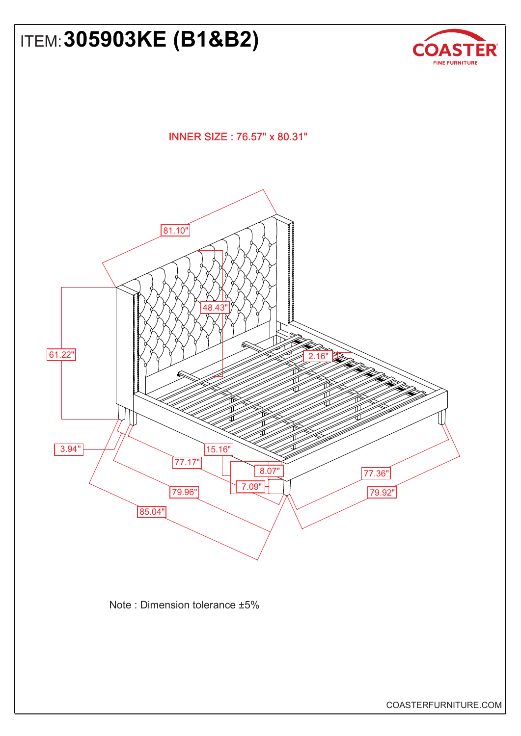# ITEM: 305903KE (B1&B2)

COASTER
FINE FURNITURE

INNER SIZE : 76.57" x 80.31"

81.10"

48.43"

61.22"

2.16"

3.94"

15.16"

77.17"

8.07"

7.09"

79.96"

85.04"

77.36"

79.92"

Note : Dimension tolerance ±5%

COASTERFURNITURE.COM